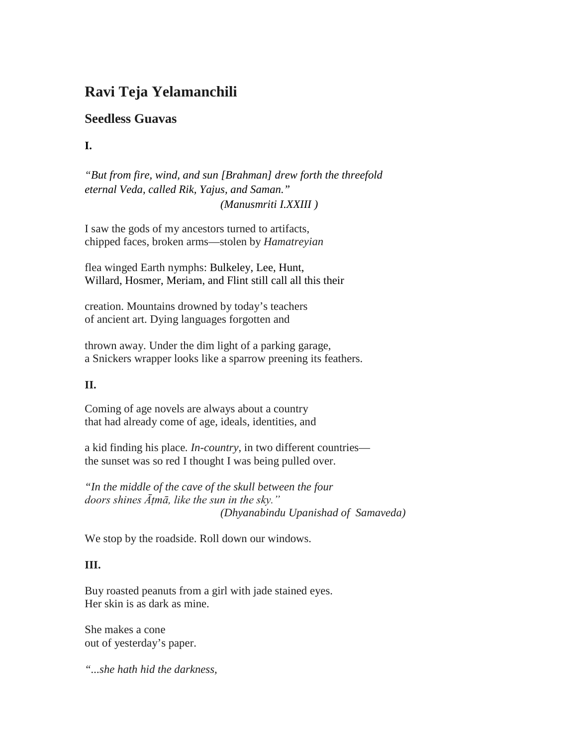# Ravi Teja Yelamanchili

## Seedless Guavas

### I.

*"But from fire, wind, and sun [Brahman] drew forth the threefold*
*eternal Veda, called Rik, Yajus, and Saman."*
*(Manusmriti I.XXIII )*

I saw the gods of my ancestors turned to artifacts,
chipped faces, broken arms—stolen by *Hamatreyian*

flea winged Earth nymphs: Bulkeley, Lee, Hunt,
Willard, Hosmer, Meriam, and Flint still call all this their

creation. Mountains drowned by today's teachers
of ancient art. Dying languages forgotten and

thrown away. Under the dim light of a parking garage,
a Snickers wrapper looks like a sparrow preening its feathers.

### II.

Coming of age novels are always about a country
that had already come of age, ideals, identities, and

a kid finding his place. *In-country*, in two different countries—
the sunset was so red I thought I was being pulled over.

*"In the middle of the cave of the skull between the four*
*doors shines Āṭmā, like the sun in the sky."*
*(Dhyanabindu Upanishad of Samaveda)*

We stop by the roadside. Roll down our windows.

### III.

Buy roasted peanuts from a girl with jade stained eyes.
Her skin is as dark as mine.

She makes a cone
out of yesterday's paper.

*"...she hath hid the darkness,*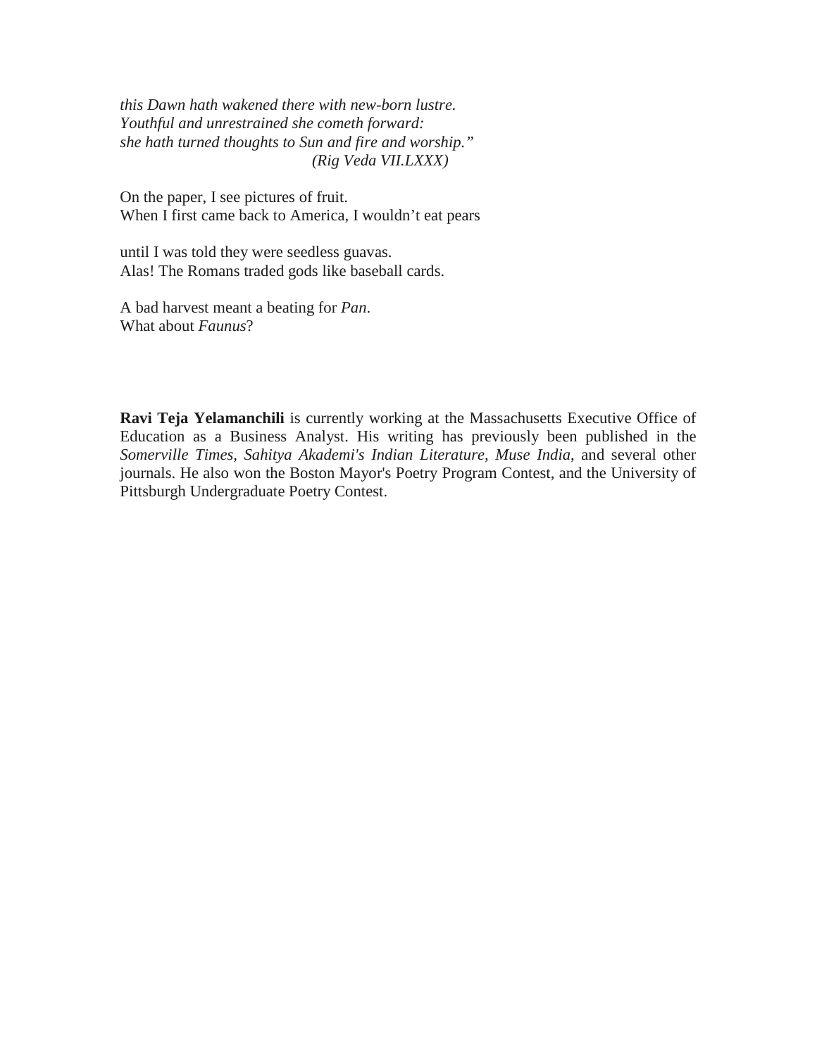*this Dawn hath wakened there with new-born lustre.*
*Youthful and unrestrained she cometh forward:*
*she hath turned thoughts to Sun and fire and worship."*
*(Rig Veda VII.LXXX)*

On the paper, I see pictures of fruit.
When I first came back to America, I wouldn't eat pears

until I was told they were seedless guavas.
Alas! The Romans traded gods like baseball cards.

A bad harvest meant a beating for *Pan*.
What about *Faunus*?

**Ravi Teja Yelamanchili** is currently working at the Massachusetts Executive Office of Education as a Business Analyst. His writing has previously been published in the *Somerville Times, Sahitya Akademi's Indian Literature, Muse India*, and several other journals. He also won the Boston Mayor's Poetry Program Contest, and the University of Pittsburgh Undergraduate Poetry Contest.